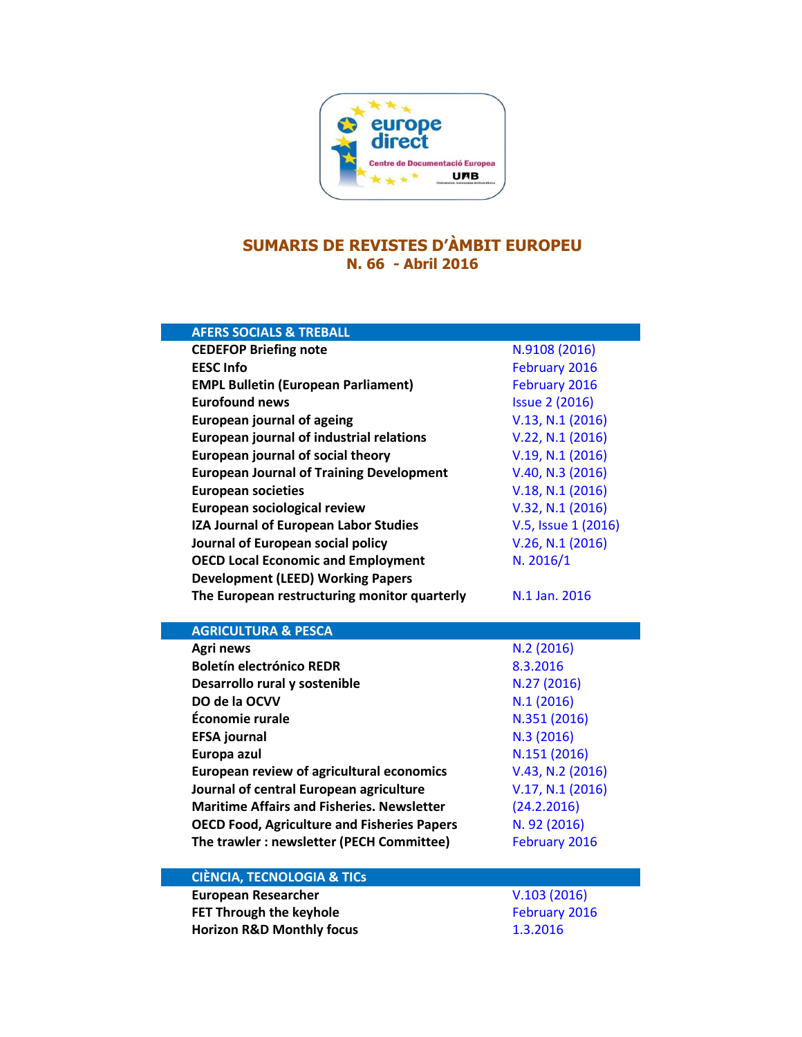# SUMARIS DE REVISTES D'ÀMBIT EUROPEU
## N. 66 - Abril 2016

| AFERS SOCIALS & TREBALL | |
|---|---|
| **CEDEFOP Briefing note** | N.9108 (2016) |
| **EESC Info** | February 2016 |
| **EMPL Bulletin (European Parliament)** | February 2016 |
| **Eurofound news** | Issue 2 (2016) |
| **European journal of ageing** | V.13, N.1 (2016) |
| **European journal of industrial relations** | V.22, N.1 (2016) |
| **European journal of social theory** | V.19, N.1 (2016) |
| **European Journal of Training Development** | V.40, N.3 (2016) |
| **European societies** | V.18, N.1 (2016) |
| **European sociological review** | V.32, N.1 (2016) |
| **IZA Journal of European Labor Studies** | V.5, Issue 1 (2016) |
| **Journal of European social policy** | V.26, N.1 (2016) |
| **OECD Local Economic and Employment Development (LEED) Working Papers** | N. 2016/1 |
| **The European restructuring monitor quarterly** | N.1 Jan. 2016 |

| AGRICULTURA & PESCA | |
|---|---|
| **Agri news** | N.2 (2016) |
| **Boletín electrónico REDR** | 8.3.2016 |
| **Desarrollo rural y sostenible** | N.27 (2016) |
| **DO de la OCVV** | N.1 (2016) |
| **Économie rurale** | N.351 (2016) |
| **EFSA journal** | N.3 (2016) |
| **Europa azul** | N.151 (2016) |
| **European review of agricultural economics** | V.43, N.2 (2016) |
| **Journal of central European agriculture** | V.17, N.1 (2016) |
| **Maritime Affairs and Fisheries. Newsletter** | (24.2.2016) |
| **OECD Food, Agriculture and Fisheries Papers** | N. 92 (2016) |
| **The trawler : newsletter (PECH Committee)** | February 2016 |

| CIÈNCIA, TECNOLOGIA & TICs | |
|---|---|
| **European Researcher** | V.103 (2016) |
| **FET Through the keyhole** | February 2016 |
| **Horizon R&D Monthly focus** | 1.3.2016 |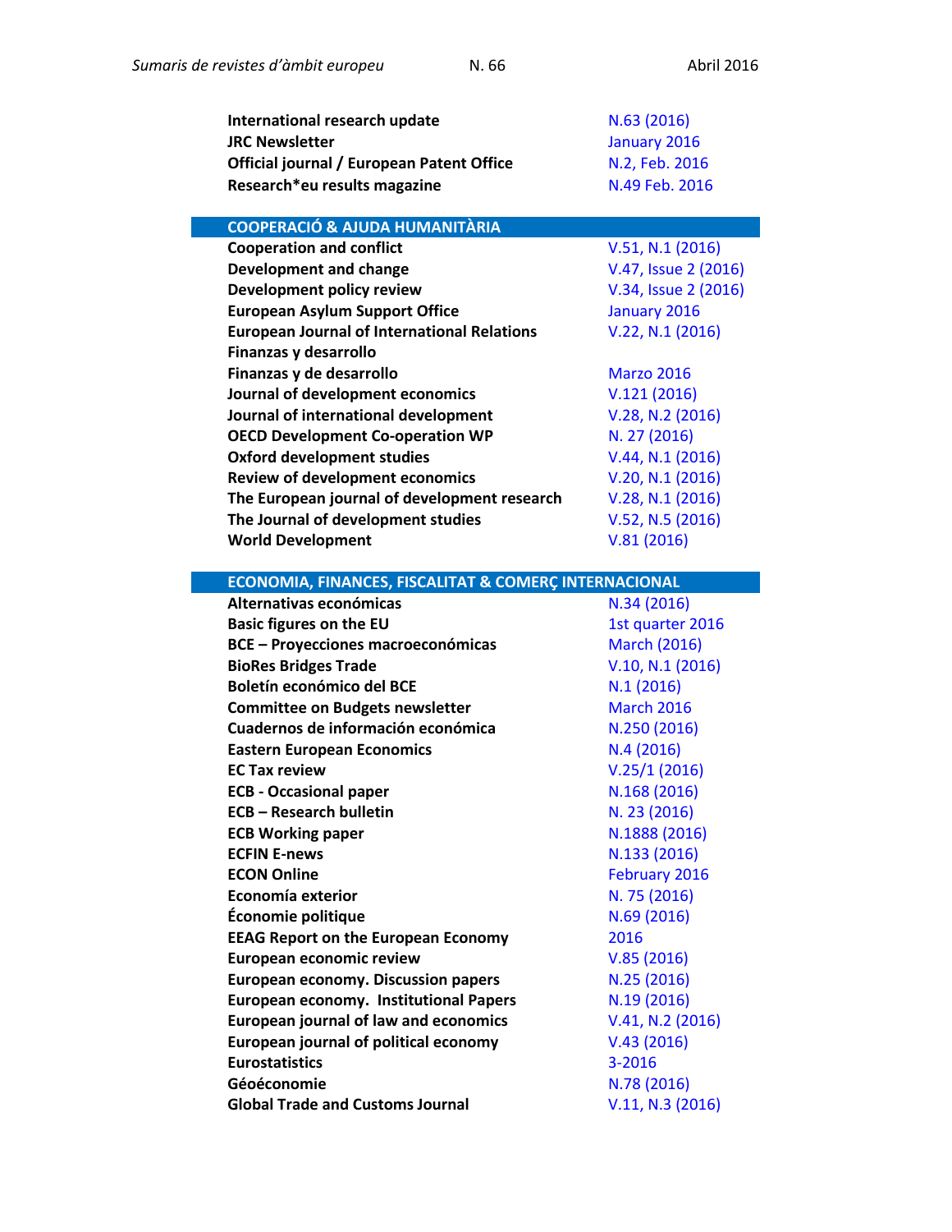| | |
|---|---|
| **International research update** | N.63 (2016) |
| **JRC Newsletter** | January 2016 |
| **Official journal / European Patent Office** | N.2, Feb. 2016 |
| **Research*eu results magazine** | N.49 Feb. 2016 |

## COOPERACIÓ & AJUDA HUMANITÀRIA

| | |
|---|---|
| **Cooperation and conflict** | V.51, N.1 (2016) |
| **Development and change** | V.47, Issue 2 (2016) |
| **Development policy review** | V.34, Issue 2 (2016) |
| **European Asylum Support Office** | January 2016 |
| **European Journal of International Relations** | V.22, N.1 (2016) |
| **Finanzas y desarrollo** | |
| **Finanzas y de desarrollo** | Marzo 2016 |
| **Journal of development economics** | V.121 (2016) |
| **Journal of international development** | V.28, N.2 (2016) |
| **OECD Development Co-operation WP** | N. 27 (2016) |
| **Oxford development studies** | V.44, N.1 (2016) |
| **Review of development economics** | V.20, N.1 (2016) |
| **The European journal of development research** | V.28, N.1 (2016) |
| **The Journal of development studies** | V.52, N.5 (2016) |
| **World Development** | V.81 (2016) |

## ECONOMIA, FINANCES, FISCALITAT & COMERÇ INTERNACIONAL

| | |
|---|---|
| **Alternativas económicas** | N.34 (2016) |
| **Basic figures on the EU** | 1st quarter 2016 |
| **BCE – Proyecciones macroeconómicas** | March (2016) |
| **BioRes Bridges Trade** | V.10, N.1 (2016) |
| **Boletín económico del BCE** | N.1 (2016) |
| **Committee on Budgets newsletter** | March 2016 |
| **Cuadernos de información económica** | N.250 (2016) |
| **Eastern European Economics** | N.4 (2016) |
| **EC Tax review** | V.25/1 (2016) |
| **ECB - Occasional paper** | N.168 (2016) |
| **ECB – Research bulletin** | N. 23 (2016) |
| **ECB Working paper** | N.1888 (2016) |
| **ECFIN E-news** | N.133 (2016) |
| **ECON Online** | February 2016 |
| **Economía exterior** | N. 75 (2016) |
| **Économie politique** | N.69 (2016) |
| **EEAG Report on the European Economy** | 2016 |
| **European economic review** | V.85 (2016) |
| **European economy. Discussion papers** | N.25 (2016) |
| **European economy. Institutional Papers** | N.19 (2016) |
| **European journal of law and economics** | V.41, N.2 (2016) |
| **European journal of political economy** | V.43 (2016) |
| **Eurostatistics** | 3-2016 |
| **Géoéconomie** | N.78 (2016) |
| **Global Trade and Customs Journal** | V.11, N.3 (2016) |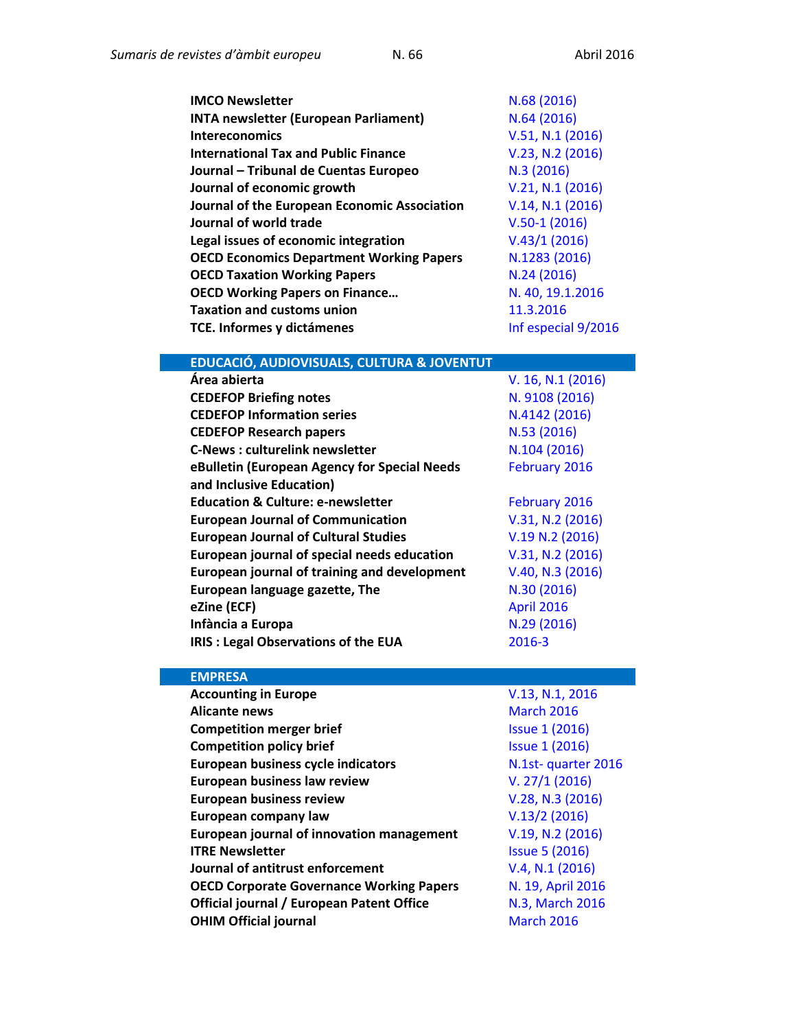| | |
|---|---|
| **IMCO Newsletter** | N.68 (2016) |
| **INTA newsletter (European Parliament)** | N.64 (2016) |
| **Intereconomics** | V.51, N.1 (2016) |
| **International Tax and Public Finance** | V.23, N.2 (2016) |
| **Journal – Tribunal de Cuentas Europeo** | N.3 (2016) |
| **Journal of economic growth** | V.21, N.1 (2016) |
| **Journal of the European Economic Association** | V.14, N.1 (2016) |
| **Journal of world trade** | V.50-1 (2016) |
| **Legal issues of economic integration** | V.43/1 (2016) |
| **OECD Economics Department Working Papers** | N.1283 (2016) |
| **OECD Taxation Working Papers** | N.24 (2016) |
| **OECD Working Papers on Finance…** | N. 40, 19.1.2016 |
| **Taxation and customs union** | 11.3.2016 |
| **TCE. Informes y dictámenes** | Inf especial 9/2016 |

## EDUCACIÓ, AUDIOVISUALS, CULTURA & JOVENTUT

| | |
|---|---|
| **Área abierta** | V. 16, N.1 (2016) |
| **CEDEFOP Briefing notes** | N. 9108 (2016) |
| **CEDEFOP Information series** | N.4142 (2016) |
| **CEDEFOP Research papers** | N.53 (2016) |
| **C-News : culturelink newsletter** | N.104 (2016) |
| **eBulletin (European Agency for Special Needs and Inclusive Education)** | February 2016 |
| **Education & Culture: e-newsletter** | February 2016 |
| **European Journal of Communication** | V.31, N.2 (2016) |
| **European Journal of Cultural Studies** | V.19 N.2 (2016) |
| **European journal of special needs education** | V.31, N.2 (2016) |
| **European journal of training and development** | V.40, N.3 (2016) |
| **European language gazette, The** | N.30 (2016) |
| **eZine (ECF)** | April 2016 |
| **Infància a Europa** | N.29 (2016) |
| **IRIS : Legal Observations of the EUA** | 2016-3 |

## EMPRESA

| | |
|---|---|
| **Accounting in Europe** | V.13, N.1, 2016 |
| **Alicante news** | March 2016 |
| **Competition merger brief** | Issue 1 (2016) |
| **Competition policy brief** | Issue 1 (2016) |
| **European business cycle indicators** | N.1st- quarter 2016 |
| **European business law review** | V. 27/1 (2016) |
| **European business review** | V.28, N.3 (2016) |
| **European company law** | V.13/2 (2016) |
| **European journal of innovation management** | V.19, N.2 (2016) |
| **ITRE Newsletter** | Issue 5 (2016) |
| **Journal of antitrust enforcement** | V.4, N.1 (2016) |
| **OECD Corporate Governance Working Papers** | N. 19, April 2016 |
| **Official journal / European Patent Office** | N.3, March 2016 |
| **OHIM Official journal** | March 2016 |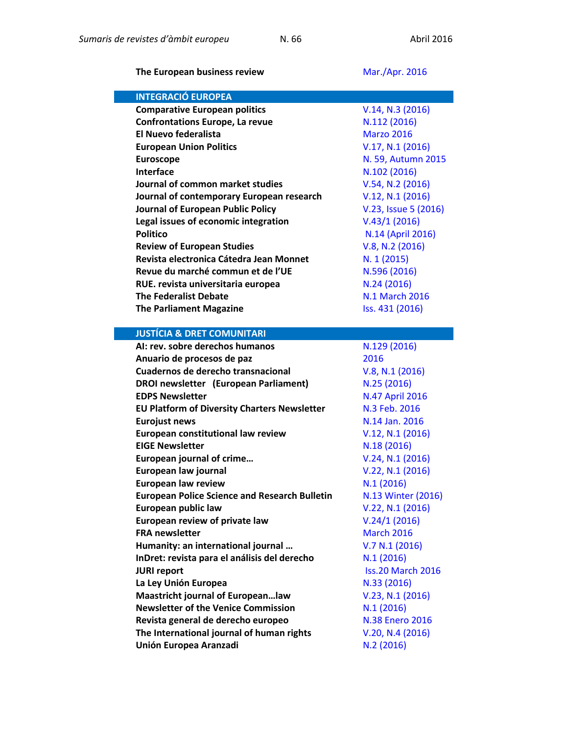| | |
|---|---|
| **The European business review** | Mar./Apr. 2016 |

| **INTEGRACIÓ EUROPEA** | |
|---|---|
| **Comparative European politics** | V.14, N.3 (2016) |
| **Confrontations Europe, La revue** | N.112 (2016) |
| **El Nuevo federalista** | Marzo 2016 |
| **European Union Politics** | V.17, N.1 (2016) |
| **Euroscope** | N. 59, Autumn 2015 |
| **Interface** | N.102 (2016) |
| **Journal of common market studies** | V.54, N.2 (2016) |
| **Journal of contemporary European research** | V.12, N.1 (2016) |
| **Journal of European Public Policy** | V.23, Issue 5 (2016) |
| **Legal issues of economic integration** | V.43/1 (2016) |
| **Politico** | N.14 (April 2016) |
| **Review of European Studies** | V.8, N.2 (2016) |
| **Revista electronica Cátedra Jean Monnet** | N. 1 (2015) |
| **Revue du marché commun et de l'UE** | N.596 (2016) |
| **RUE. revista universitaria europea** | N.24 (2016) |
| **The Federalist Debate** | N.1 March 2016 |
| **The Parliament Magazine** | Iss. 431 (2016) |

| **JUSTÍCIA & DRET COMUNITARI** | |
|---|---|
| **AI: rev. sobre derechos humanos** | N.129 (2016) |
| **Anuario de procesos de paz** | 2016 |
| **Cuadernos de derecho transnacional** | V.8, N.1 (2016) |
| **DROI newsletter (European Parliament)** | N.25 (2016) |
| **EDPS Newsletter** | N.47 April 2016 |
| **EU Platform of Diversity Charters Newsletter** | N.3 Feb. 2016 |
| **Eurojust news** | N.14 Jan. 2016 |
| **European constitutional law review** | V.12, N.1 (2016) |
| **EIGE Newsletter** | N.18 (2016) |
| **European journal of crime…** | V.24, N.1 (2016) |
| **European law journal** | V.22, N.1 (2016) |
| **European law review** | N.1 (2016) |
| **European Police Science and Research Bulletin** | N.13 Winter (2016) |
| **European public law** | V.22, N.1 (2016) |
| **European review of private law** | V.24/1 (2016) |
| **FRA newsletter** | March 2016 |
| **Humanity: an international journal …** | V.7 N.1 (2016) |
| **InDret: revista para el análisis del derecho** | N.1 (2016) |
| **JURI report** | Iss.20 March 2016 |
| **La Ley Unión Europea** | N.33 (2016) |
| **Maastricht journal of European…law** | V.23, N.1 (2016) |
| **Newsletter of the Venice Commission** | N.1 (2016) |
| **Revista general de derecho europeo** | N.38 Enero 2016 |
| **The International journal of human rights** | V.20, N.4 (2016) |
| **Unión Europea Aranzadi** | N.2 (2016) |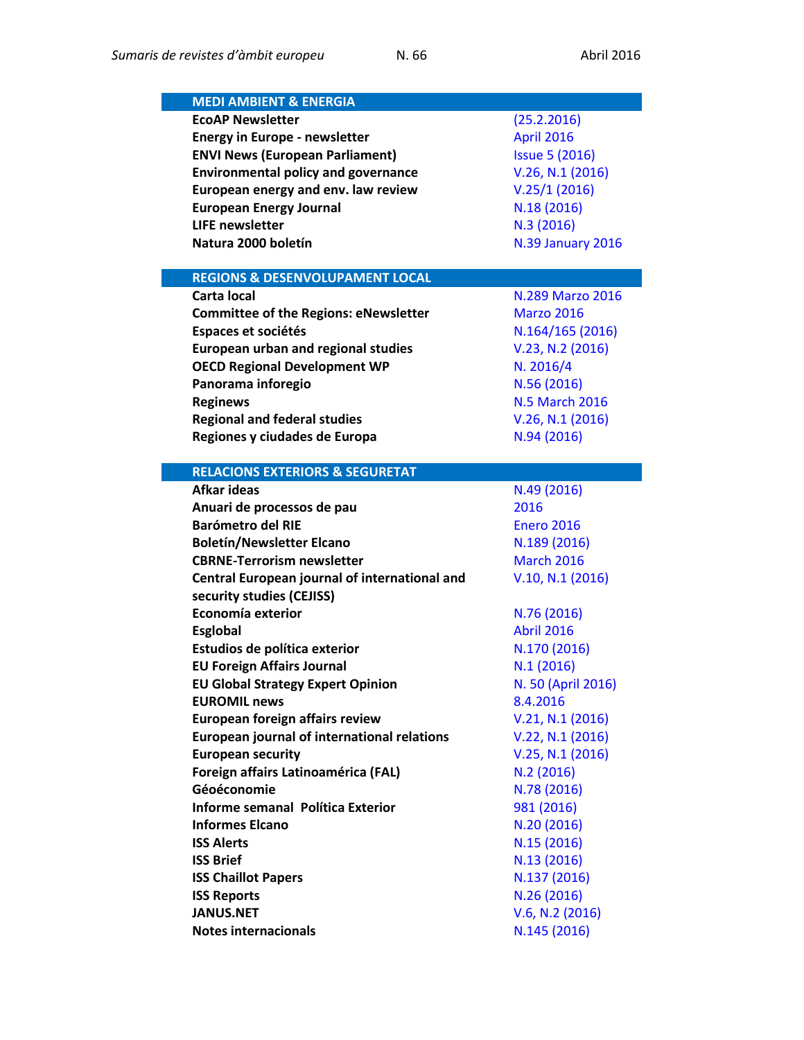| MEDI AMBIENT & ENERGIA | |
|---|---|
| **EcoAP Newsletter** | (25.2.2016) |
| **Energy in Europe - newsletter** | April 2016 |
| **ENVI News (European Parliament)** | Issue 5 (2016) |
| **Environmental policy and governance** | V.26, N.1 (2016) |
| **European energy and env. law review** | V.25/1 (2016) |
| **European Energy Journal** | N.18 (2016) |
| **LIFE newsletter** | N.3 (2016) |
| **Natura 2000 boletín** | N.39 January 2016 |

| REGIONS & DESENVOLUPAMENT LOCAL | |
|---|---|
| **Carta local** | N.289 Marzo 2016 |
| **Committee of the Regions: eNewsletter** | Marzo 2016 |
| **Espaces et sociétés** | N.164/165 (2016) |
| **European urban and regional studies** | V.23, N.2 (2016) |
| **OECD Regional Development WP** | N. 2016/4 |
| **Panorama inforegio** | N.56 (2016) |
| **Reginews** | N.5 March 2016 |
| **Regional and federal studies** | V.26, N.1 (2016) |
| **Regiones y ciudades de Europa** | N.94 (2016) |

| RELACIONS EXTERIORS & SEGURETAT | |
|---|---|
| **Afkar ideas** | N.49 (2016) |
| **Anuari de processos de pau** | 2016 |
| **Barómetro del RIE** | Enero 2016 |
| **Boletín/Newsletter Elcano** | N.189 (2016) |
| **CBRNE-Terrorism newsletter** | March 2016 |
| **Central European journal of international and security studies (CEJISS)** | V.10, N.1 (2016) |
| **Economía exterior** | N.76 (2016) |
| **Esglobal** | Abril 2016 |
| **Estudios de política exterior** | N.170 (2016) |
| **EU Foreign Affairs Journal** | N.1 (2016) |
| **EU Global Strategy Expert Opinion** | N. 50 (April 2016) |
| **EUROMIL news** | 8.4.2016 |
| **European foreign affairs review** | V.21, N.1 (2016) |
| **European journal of international relations** | V.22, N.1 (2016) |
| **European security** | V.25, N.1 (2016) |
| **Foreign affairs Latinoamérica (FAL)** | N.2 (2016) |
| **Géoéconomie** | N.78 (2016) |
| **Informe semanal Política Exterior** | 981 (2016) |
| **Informes Elcano** | N.20 (2016) |
| **ISS Alerts** | N.15 (2016) |
| **ISS Brief** | N.13 (2016) |
| **ISS Chaillot Papers** | N.137 (2016) |
| **ISS Reports** | N.26 (2016) |
| **JANUS.NET** | V.6, N.2 (2016) |
| **Notes internacionals** | N.145 (2016) |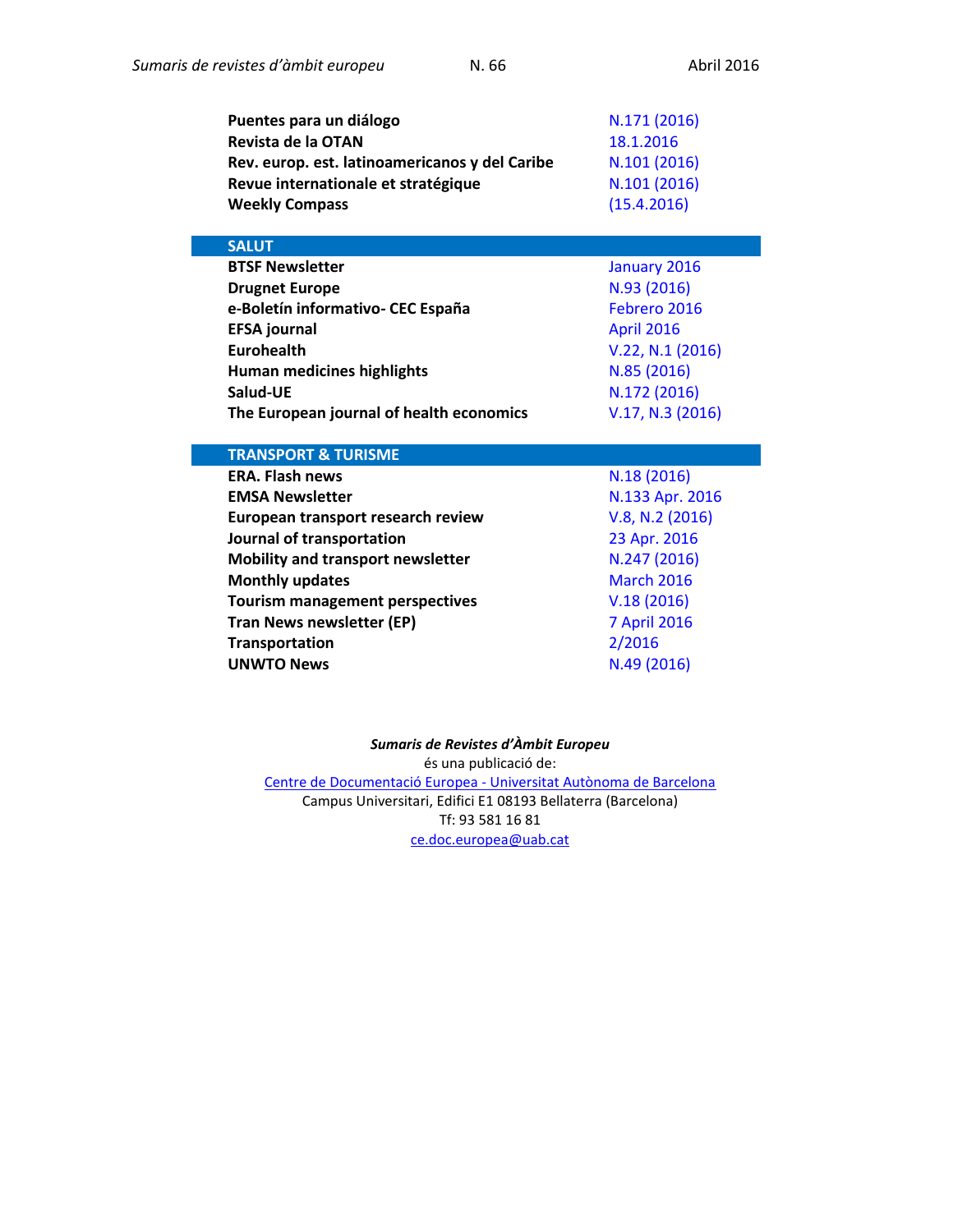| | |
|---|---|
| **Puentes para un diálogo** | N.171 (2016) |
| **Revista de la OTAN** | 18.1.2016 |
| **Rev. europ. est. latinoamericanos y del Caribe** | N.101 (2016) |
| **Revue internationale et stratégique** | N.101 (2016) |
| **Weekly Compass** | (15.4.2016) |

## SALUT

| | |
|---|---|
| **BTSF Newsletter** | January 2016 |
| **Drugnet Europe** | N.93 (2016) |
| **e-Boletín informativo- CEC España** | Febrero 2016 |
| **EFSA journal** | April 2016 |
| **Eurohealth** | V.22, N.1 (2016) |
| **Human medicines highlights** | N.85 (2016) |
| **Salud-UE** | N.172 (2016) |
| **The European journal of health economics** | V.17, N.3 (2016) |

## TRANSPORT & TURISME

| | |
|---|---|
| **ERA. Flash news** | N.18 (2016) |
| **EMSA Newsletter** | N.133 Apr. 2016 |
| **European transport research review** | V.8, N.2 (2016) |
| **Journal of transportation** | 23 Apr. 2016 |
| **Mobility and transport newsletter** | N.247 (2016) |
| **Monthly updates** | March 2016 |
| **Tourism management perspectives** | V.18 (2016) |
| **Tran News newsletter (EP)** | 7 April 2016 |
| **Transportation** | 2/2016 |
| **UNWTO News** | N.49 (2016) |

***Sumaris de Revistes d'Àmbit Europeu***
és una publicació de:
Centre de Documentació Europea - Universitat Autònoma de Barcelona
Campus Universitari, Edifici E1 08193 Bellaterra (Barcelona)
Tf: 93 581 16 81
ce.doc.europea@uab.cat